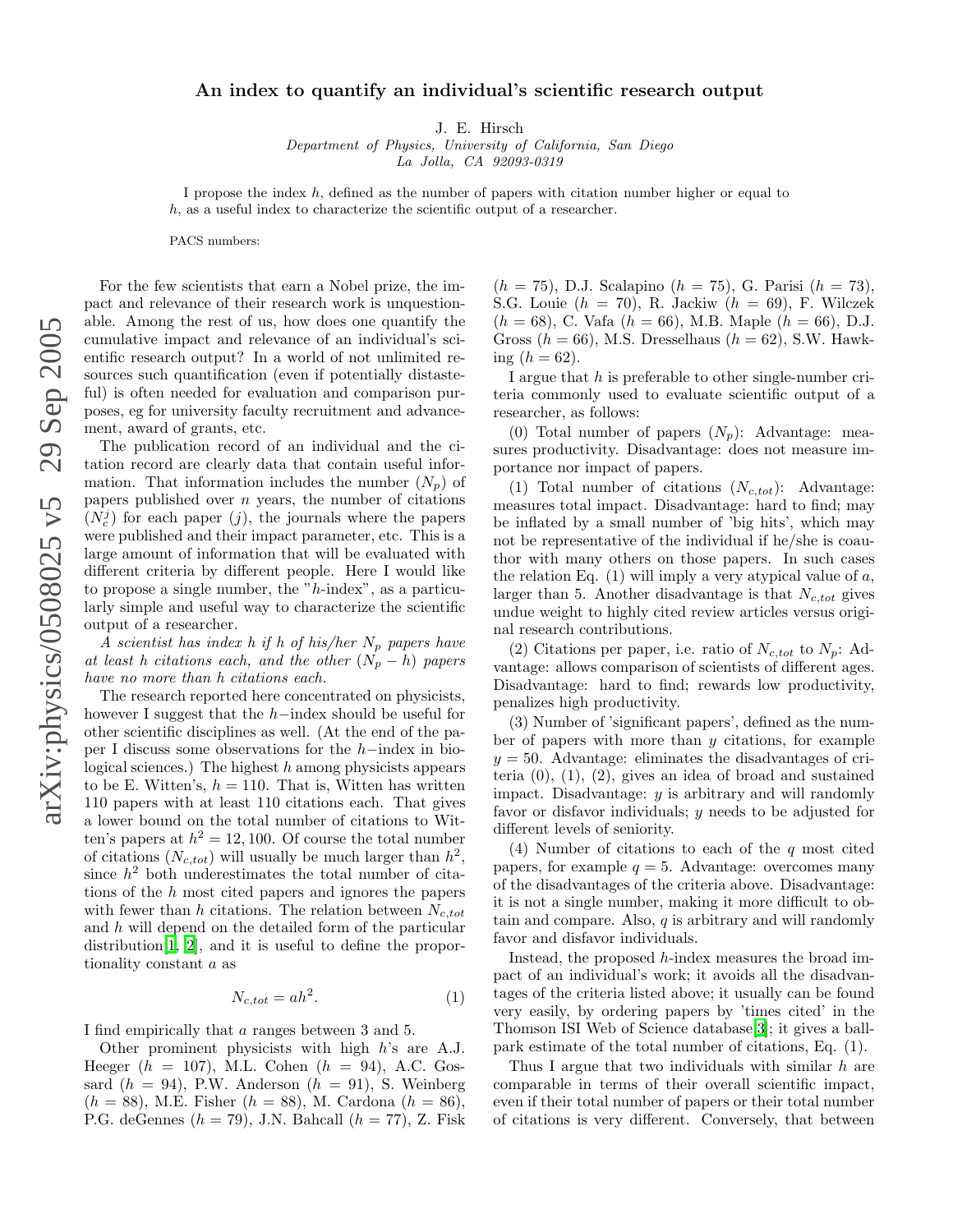# An index to quantify an individual's scientific research output

J. E. Hirsch

*Department of Physics, University of California, San Diego*
*La Jolla, CA 92093-0319*

I propose the index $h$, defined as the number of papers with citation number higher or equal to $h$, as a useful index to characterize the scientific output of a researcher.

PACS numbers:

For the few scientists that earn a Nobel prize, the impact and relevance of their research work is unquestionable. Among the rest of us, how does one quantify the cumulative impact and relevance of an individual's scientific research output? In a world of not unlimited resources such quantification (even if potentially distasteful) is often needed for evaluation and comparison purposes, eg for university faculty recruitment and advancement, award of grants, etc.

The publication record of an individual and the citation record are clearly data that contain useful information. That information includes the number ($N_p$) of papers published over $n$ years, the number of citations ($N_c^j$) for each paper ($j$), the journals where the papers were published and their impact parameter, etc. This is a large amount of information that will be evaluated with different criteria by different people. Here I would like to propose a single number, the "$h$-index", as a particularly simple and useful way to characterize the scientific output of a researcher.

*A scientist has index h if h of his/her $N_p$ papers have at least h citations each, and the other $(N_p - h)$ papers have no more than h citations each.*

The research reported here concentrated on physicists, however I suggest that the $h-$index should be useful for other scientific disciplines as well. (At the end of the paper I discuss some observations for the $h-$index in biological sciences.) The highest $h$ among physicists appears to be E. Witten's, $h = 110$. That is, Witten has written 110 papers with at least 110 citations each. That gives a lower bound on the total number of citations to Witten's papers at $h^2 = 12,100$. Of course the total number of citations ($N_{c,tot}$) will usually be much larger than $h^2$, since $h^2$ both underestimates the total number of citations of the $h$ most cited papers and ignores the papers with fewer than $h$ citations. The relation between $N_{c,tot}$ and $h$ will depend on the detailed form of the particular distribution[1, 2], and it is useful to define the proportionality constant $a$ as

$$N_{c,tot} = ah^2. \tag{1}$$

I find empirically that $a$ ranges between 3 and 5.

Other prominent physicists with high $h$'s are A.J. Heeger ($h = 107$), M.L. Cohen ($h = 94$), A.C. Gossard ($h = 94$), P.W. Anderson ($h = 91$), S. Weinberg ($h = 88$), M.E. Fisher ($h = 88$), M. Cardona ($h = 86$), P.G. deGennes ($h = 79$), J.N. Bahcall ($h = 77$), Z. Fisk ($h = 75$), D.J. Scalapino ($h = 75$), G. Parisi ($h = 73$), S.G. Louie ($h = 70$), R. Jackiw ($h = 69$), F. Wilczek ($h = 68$), C. Vafa ($h = 66$), M.B. Maple ($h = 66$), D.J. Gross ($h = 66$), M.S. Dresselhaus ($h = 62$), S.W. Hawking ($h = 62$).

I argue that $h$ is preferable to other single-number criteria commonly used to evaluate scientific output of a researcher, as follows:

(0) Total number of papers ($N_p$): Advantage: measures productivity. Disadvantage: does not measure importance nor impact of papers.

(1) Total number of citations ($N_{c,tot}$): Advantage: measures total impact. Disadvantage: hard to find; may be inflated by a small number of 'big hits', which may not be representative of the individual if he/she is coauthor with many others on those papers. In such cases the relation Eq. (1) will imply a very atypical value of $a$, larger than 5. Another disadvantage is that $N_{c,tot}$ gives undue weight to highly cited review articles versus original research contributions.

(2) Citations per paper, i.e. ratio of $N_{c,tot}$ to $N_p$: Advantage: allows comparison of scientists of different ages. Disadvantage: hard to find; rewards low productivity, penalizes high productivity.

(3) Number of 'significant papers', defined as the number of papers with more than $y$ citations, for example $y = 50$. Advantage: eliminates the disadvantages of criteria (0), (1), (2), gives an idea of broad and sustained impact. Disadvantage: $y$ is arbitrary and will randomly favor or disfavor individuals; $y$ needs to be adjusted for different levels of seniority.

(4) Number of citations to each of the $q$ most cited papers, for example $q = 5$. Advantage: overcomes many of the disadvantages of the criteria above. Disadvantage: it is not a single number, making it more difficult to obtain and compare. Also, $q$ is arbitrary and will randomly favor and disfavor individuals.

Instead, the proposed $h$-index measures the broad impact of an individual's work; it avoids all the disadvantages of the criteria listed above; it usually can be found very easily, by ordering papers by 'times cited' in the Thomson ISI Web of Science database[3]; it gives a ballpark estimate of the total number of citations, Eq. (1).

Thus I argue that two individuals with similar $h$ are comparable in terms of their overall scientific impact, even if their total number of papers or their total number of citations is very different. Conversely, that between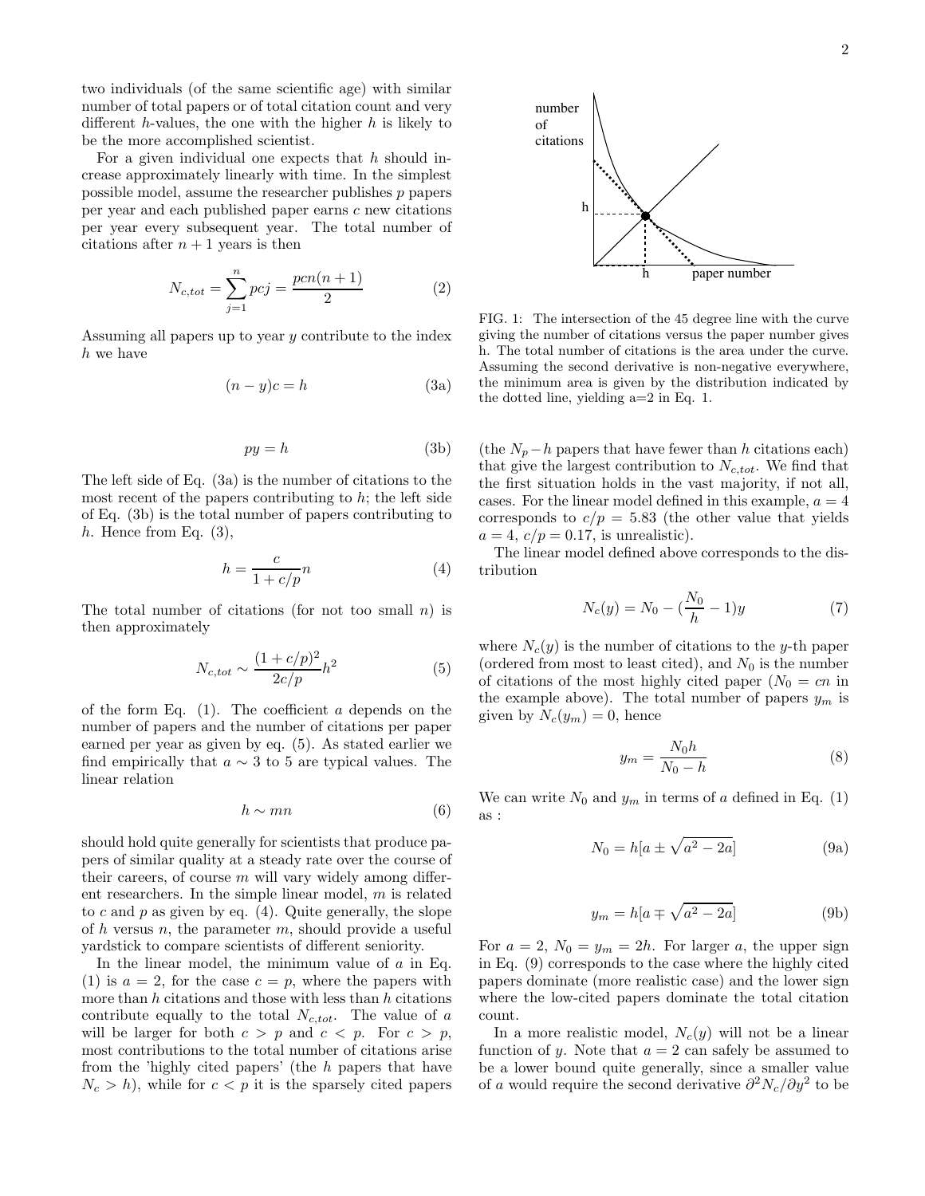two individuals (of the same scientific age) with similar number of total papers or of total citation count and very different $h$-values, the one with the higher $h$ is likely to be the more accomplished scientist.

For a given individual one expects that $h$ should increase approximately linearly with time. In the simplest possible model, assume the researcher publishes $p$ papers per year and each published paper earns $c$ new citations per year every subsequent year. The total number of citations after $n+1$ years is then

$$N_{c,tot} = \sum_{j=1}^{n} pcj = \frac{pcn(n+1)}{2} \tag{2}$$

Assuming all papers up to year $y$ contribute to the index $h$ we have

$$(n-y)c = h \tag{3a}$$

$$py = h \tag{3b}$$

The left side of Eq. (3a) is the number of citations to the most recent of the papers contributing to $h$; the left side of Eq. (3b) is the total number of papers contributing to $h$. Hence from Eq. (3),

$$h = \frac{c}{1+c/p}n \tag{4}$$

The total number of citations (for not too small $n$) is then approximately

$$N_{c,tot} \sim \frac{(1+c/p)^2}{2c/p}h^2 \tag{5}$$

of the form Eq. (1). The coefficient $a$ depends on the number of papers and the number of citations per paper earned per year as given by eq. (5). As stated earlier we find empirically that $a \sim 3$ to $5$ are typical values. The linear relation

$$h \sim mn \tag{6}$$

should hold quite generally for scientists that produce papers of similar quality at a steady rate over the course of their careers, of course $m$ will vary widely among different researchers. In the simple linear model, $m$ is related to $c$ and $p$ as given by eq. (4). Quite generally, the slope of $h$ versus $n$, the parameter $m$, should provide a useful yardstick to compare scientists of different seniority.

In the linear model, the minimum value of $a$ in Eq. (1) is $a = 2$, for the case $c = p$, where the papers with more than $h$ citations and those with less than $h$ citations contribute equally to the total $N_{c,tot}$. The value of $a$ will be larger for both $c > p$ and $c < p$. For $c > p$, most contributions to the total number of citations arise from the 'highly cited papers' (the $h$ papers that have $N_c > h$), while for $c < p$ it is the sparsely cited papers (the $N_p - h$ papers that have fewer than $h$ citations each) that give the largest contribution to $N_{c,tot}$. We find that the first situation holds in the vast majority, if not all, cases. For the linear model defined in this example, $a = 4$ corresponds to $c/p = 5.83$ (the other value that yields $a = 4$, $c/p = 0.17$, is unrealistic).

FIG. 1: The intersection of the 45 degree line with the curve giving the number of citations versus the paper number gives h. The total number of citations is the area under the curve. Assuming the second derivative is non-negative everywhere, the minimum area is given by the distribution indicated by the dotted line, yielding a=2 in Eq. 1.

The linear model defined above corresponds to the distribution

$$N_c(y) = N_0 - (\frac{N_0}{h} - 1)y \tag{7}$$

where $N_c(y)$ is the number of citations to the $y$-th paper (ordered from most to least cited), and $N_0$ is the number of citations of the most highly cited paper ($N_0 = cn$ in the example above). The total number of papers $y_m$ is given by $N_c(y_m) = 0$, hence

$$y_m = \frac{N_0 h}{N_0 - h} \tag{8}$$

We can write $N_0$ and $y_m$ in terms of $a$ defined in Eq. (1) as :

$$N_0 = h[a \pm \sqrt{a^2 - 2a}] \tag{9a}$$

$$y_m = h[a \mp \sqrt{a^2 - 2a}] \tag{9b}$$

For $a = 2$, $N_0 = y_m = 2h$. For larger $a$, the upper sign in Eq. (9) corresponds to the case where the highly cited papers dominate (more realistic case) and the lower sign where the low-cited papers dominate the total citation count.

In a more realistic model, $N_c(y)$ will not be a linear function of $y$. Note that $a = 2$ can safely be assumed to be a lower bound quite generally, since a smaller value of $a$ would require the second derivative $\partial^2 N_c / \partial y^2$ to be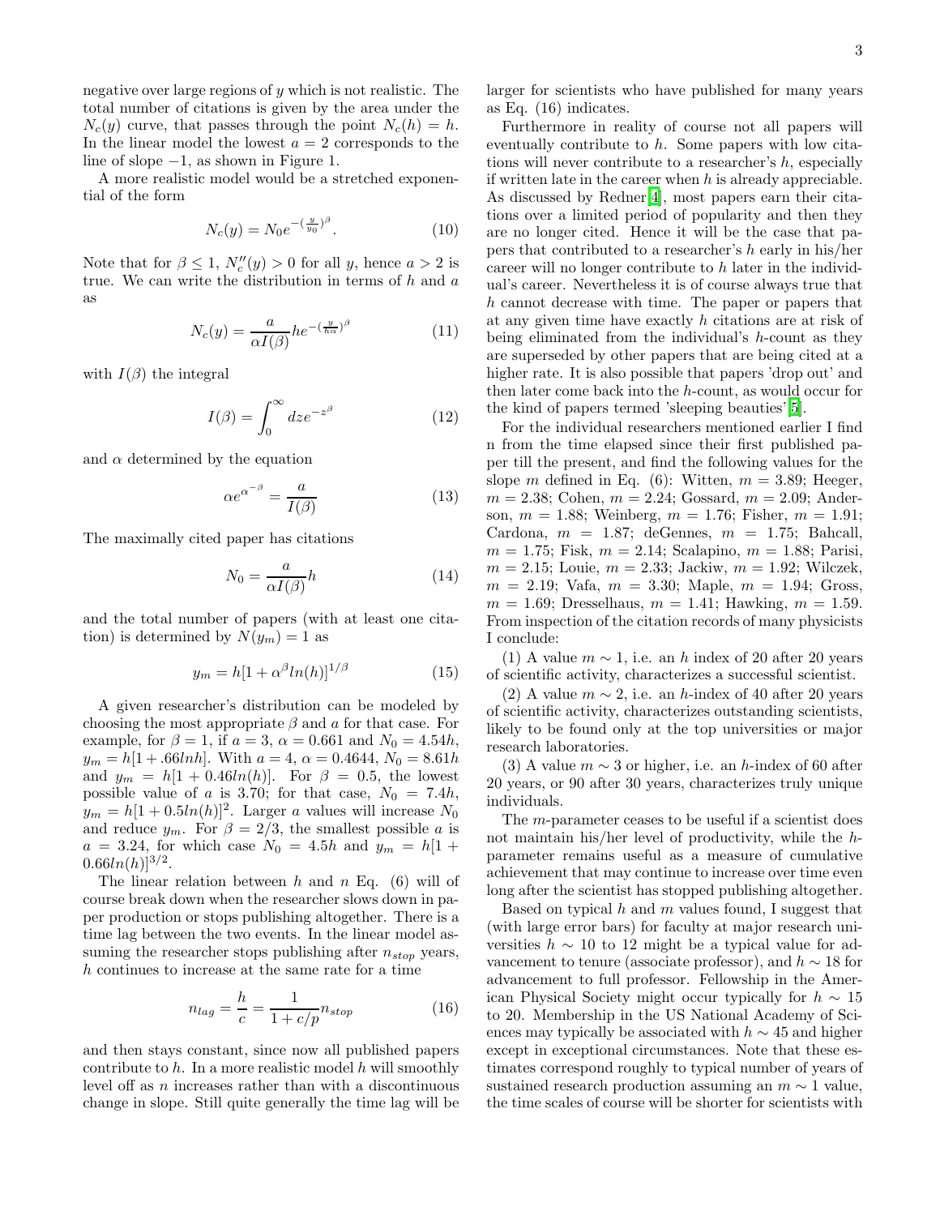negative over large regions of $y$ which is not realistic. The total number of citations is given by the area under the $N_c(y)$ curve, that passes through the point $N_c(h) = h$. In the linear model the lowest $a = 2$ corresponds to the line of slope $-1$, as shown in Figure 1.

A more realistic model would be a stretched exponential of the form

$$N_c(y) = N_0 e^{-(\frac{y}{y_0})^\beta}. \quad (10)$$

Note that for $\beta \leq 1$, $N_c''(y) > 0$ for all $y$, hence $a > 2$ is true. We can write the distribution in terms of $h$ and $a$ as

$$N_c(y) = \frac{a}{\alpha I(\beta)} h e^{-(\frac{y}{h\alpha})^\beta} \quad (11)$$

with $I(\beta)$ the integral

$$I(\beta) = \int_0^\infty dz e^{-z^\beta} \quad (12)$$

and $\alpha$ determined by the equation

$$\alpha e^{\alpha^{-\beta}} = \frac{a}{I(\beta)} \quad (13)$$

The maximally cited paper has citations

$$N_0 = \frac{a}{\alpha I(\beta)} h \quad (14)$$

and the total number of papers (with at least one citation) is determined by $N(y_m) = 1$ as

$$y_m = h[1 + \alpha^\beta ln(h)]^{1/\beta} \quad (15)$$

A given researcher's distribution can be modeled by choosing the most appropriate $\beta$ and $a$ for that case. For example, for $\beta = 1$, if $a = 3$, $\alpha = 0.661$ and $N_0 = 4.54h$, $y_m = h[1 + .66lnh]$. With $a = 4$, $\alpha = 0.4644$, $N_0 = 8.61h$ and $y_m = h[1 + 0.46ln(h)]$. For $\beta = 0.5$, the lowest possible value of $a$ is 3.70; for that case, $N_0 = 7.4h$, $y_m = h[1 + 0.5ln(h)]^2$. Larger $a$ values will increase $N_0$ and reduce $y_m$. For $\beta = 2/3$, the smallest possible $a$ is $a = 3.24$, for which case $N_0 = 4.5h$ and $y_m = h[1 + 0.66ln(h)]^{3/2}$.

The linear relation between $h$ and $n$ Eq. (6) will of course break down when the researcher slows down in paper production or stops publishing altogether. There is a time lag between the two events. In the linear model assuming the researcher stops publishing after $n_{stop}$ years, $h$ continues to increase at the same rate for a time

$$n_{lag} = \frac{h}{c} = \frac{1}{1 + c/p} n_{stop} \quad (16)$$

and then stays constant, since now all published papers contribute to $h$. In a more realistic model $h$ will smoothly level off as $n$ increases rather than with a discontinuous change in slope. Still quite generally the time lag will be larger for scientists who have published for many years as Eq. (16) indicates.

Furthermore in reality of course not all papers will eventually contribute to $h$. Some papers with low citations will never contribute to a researcher's $h$, especially if written late in the career when $h$ is already appreciable. As discussed by Redner[4], most papers earn their citations over a limited period of popularity and then they are no longer cited. Hence it will be the case that papers that contributed to a researcher's $h$ early in his/her career will no longer contribute to $h$ later in the individual's career. Nevertheless it is of course always true that $h$ cannot decrease with time. The paper or papers that at any given time have exactly $h$ citations are at risk of being eliminated from the individual's $h$-count as they are superseded by other papers that are being cited at a higher rate. It is also possible that papers 'drop out' and then later come back into the $h$-count, as would occur for the kind of papers termed 'sleeping beauties'[5].

For the individual researchers mentioned earlier I find n from the time elapsed since their first published paper till the present, and find the following values for the slope $m$ defined in Eq. (6): Witten, $m = 3.89$; Heeger, $m = 2.38$; Cohen, $m = 2.24$; Gossard, $m = 2.09$; Anderson, $m = 1.88$; Weinberg, $m = 1.76$; Fisher, $m = 1.91$; Cardona, $m = 1.87$; deGennes, $m = 1.75$; Bahcall, $m = 1.75$; Fisk, $m = 2.14$; Scalapino, $m = 1.88$; Parisi, $m = 2.15$; Louie, $m = 2.33$; Jackiw, $m = 1.92$; Wilczek, $m = 2.19$; Vafa, $m = 3.30$; Maple, $m = 1.94$; Gross, $m = 1.69$; Dresselhaus, $m = 1.41$; Hawking, $m = 1.59$. From inspection of the citation records of many physicists I conclude:

(1) A value $m \sim 1$, i.e. an $h$ index of 20 after 20 years of scientific activity, characterizes a successful scientist.

(2) A value $m \sim 2$, i.e. an $h$-index of 40 after 20 years of scientific activity, characterizes outstanding scientists, likely to be found only at the top universities or major research laboratories.

(3) A value $m \sim 3$ or higher, i.e. an $h$-index of 60 after 20 years, or 90 after 30 years, characterizes truly unique individuals.

The $m$-parameter ceases to be useful if a scientist does not maintain his/her level of productivity, while the $h$-parameter remains useful as a measure of cumulative achievement that may continue to increase over time even long after the scientist has stopped publishing altogether.

Based on typical $h$ and $m$ values found, I suggest that (with large error bars) for faculty at major research universities $h \sim 10$ to 12 might be a typical value for advancement to tenure (associate professor), and $h \sim 18$ for advancement to full professor. Fellowship in the American Physical Society might occur typically for $h \sim 15$ to 20. Membership in the US National Academy of Sciences may typically be associated with $h \sim 45$ and higher except in exceptional circumstances. Note that these estimates correspond roughly to typical number of years of sustained research production assuming an $m \sim 1$ value, the time scales of course will be shorter for scientists with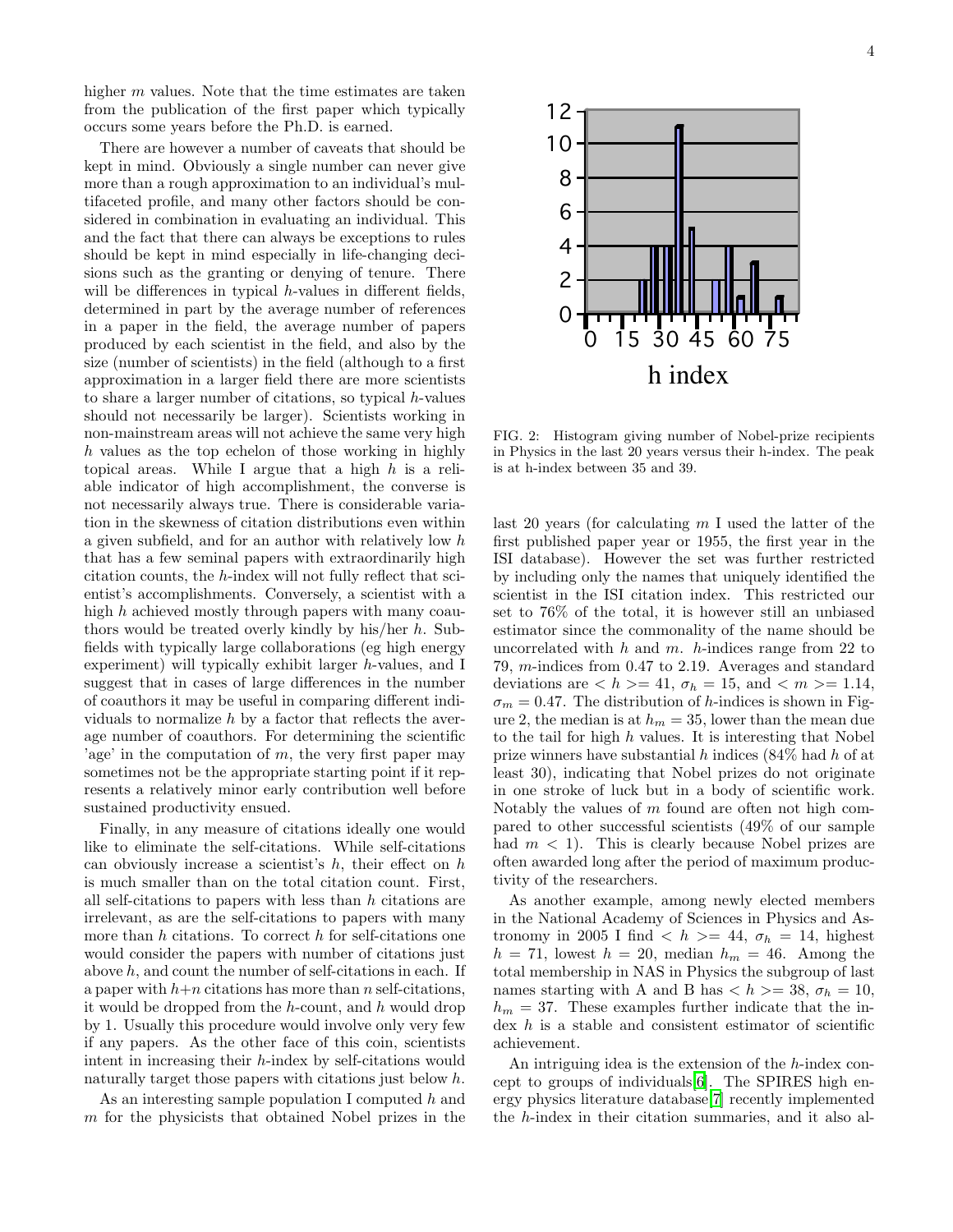higher $m$ values. Note that the time estimates are taken from the publication of the first paper which typically occurs some years before the Ph.D. is earned.

There are however a number of caveats that should be kept in mind. Obviously a single number can never give more than a rough approximation to an individual's multifaceted profile, and many other factors should be considered in combination in evaluating an individual. This and the fact that there can always be exceptions to rules should be kept in mind especially in life-changing decisions such as the granting or denying of tenure. There will be differences in typical $h$-values in different fields, determined in part by the average number of references in a paper in the field, the average number of papers produced by each scientist in the field, and also by the size (number of scientists) in the field (although to a first approximation in a larger field there are more scientists to share a larger number of citations, so typical $h$-values should not necessarily be larger). Scientists working in non-mainstream areas will not achieve the same very high $h$ values as the top echelon of those working in highly topical areas. While I argue that a high $h$ is a reliable indicator of high accomplishment, the converse is not necessarily always true. There is considerable variation in the skewness of citation distributions even within a given subfield, and for an author with relatively low $h$ that has a few seminal papers with extraordinarily high citation counts, the $h$-index will not fully reflect that scientist's accomplishments. Conversely, a scientist with a high $h$ achieved mostly through papers with many coauthors would be treated overly kindly by his/her $h$. Subfields with typically large collaborations (eg high energy experiment) will typically exhibit larger $h$-values, and I suggest that in cases of large differences in the number of coauthors it may be useful in comparing different individuals to normalize $h$ by a factor that reflects the average number of coauthors. For determining the scientific 'age' in the computation of $m$, the very first paper may sometimes not be the appropriate starting point if it represents a relatively minor early contribution well before sustained productivity ensued.

Finally, in any measure of citations ideally one would like to eliminate the self-citations. While self-citations can obviously increase a scientist's $h$, their effect on $h$ is much smaller than on the total citation count. First, all self-citations to papers with less than $h$ citations are irrelevant, as are the self-citations to papers with many more than $h$ citations. To correct $h$ for self-citations one would consider the papers with number of citations just above $h$, and count the number of self-citations in each. If a paper with $h+n$ citations has more than $n$ self-citations, it would be dropped from the $h$-count, and $h$ would drop by 1. Usually this procedure would involve only very few if any papers. As the other face of this coin, scientists intent in increasing their $h$-index by self-citations would naturally target those papers with citations just below $h$.

As an interesting sample population I computed $h$ and $m$ for the physicists that obtained Nobel prizes in the last 20 years (for calculating $m$ I used the latter of the first published paper year or 1955, the first year in the ISI database). However the set was further restricted by including only the names that uniquely identified the scientist in the ISI citation index. This restricted our set to 76% of the total, it is however still an unbiased estimator since the commonality of the name should be uncorrelated with $h$ and $m$. $h$-indices range from 22 to 79, $m$-indices from 0.47 to 2.19. Averages and standard deviations are $< h >= 41$, $\sigma_h = 15$, and $< m >= 1.14$, $\sigma_m = 0.47$. The distribution of $h$-indices is shown in Figure 2, the median is at $h_m = 35$, lower than the mean due to the tail for high $h$ values. It is interesting that Nobel prize winners have substantial $h$ indices (84% had $h$ of at least 30), indicating that Nobel prizes do not originate in one stroke of luck but in a body of scientific work. Notably the values of $m$ found are often not high compared to other successful scientists (49% of our sample had $m < 1$). This is clearly because Nobel prizes are often awarded long after the period of maximum productivity of the researchers.

FIG. 2: Histogram giving number of Nobel-prize recipients in Physics in the last 20 years versus their h-index. The peak is at h-index between 35 and 39.

As another example, among newly elected members in the National Academy of Sciences in Physics and Astronomy in 2005 I find $< h >= 44$, $\sigma_h = 14$, highest $h = 71$, lowest $h = 20$, median $h_m = 46$. Among the total membership in NAS in Physics the subgroup of last names starting with A and B has $< h >= 38$, $\sigma_h = 10$, $h_m = 37$. These examples further indicate that the index $h$ is a stable and consistent estimator of scientific achievement.

An intriguing idea is the extension of the $h$-index concept to groups of individuals[6]. The SPIRES high energy physics literature database[7] recently implemented the $h$-index in their citation summaries, and it also al-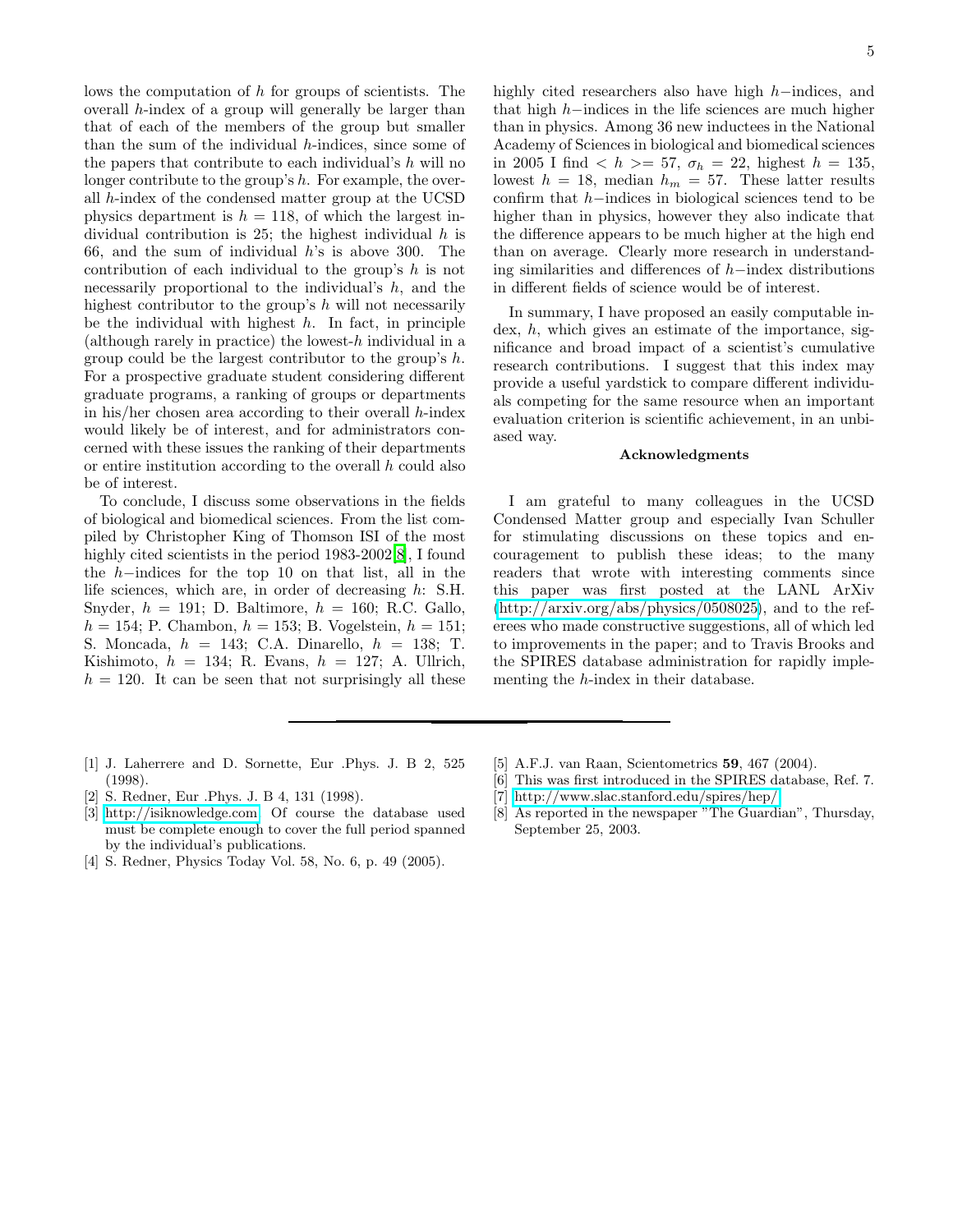lows the computation of $h$ for groups of scientists. The overall $h$-index of a group will generally be larger than that of each of the members of the group but smaller than the sum of the individual $h$-indices, since some of the papers that contribute to each individual's $h$ will no longer contribute to the group's $h$. For example, the overall $h$-index of the condensed matter group at the UCSD physics department is $h = 118$, of which the largest individual contribution is 25; the highest individual $h$ is 66, and the sum of individual $h$'s is above 300. The contribution of each individual to the group's $h$ is not necessarily proportional to the individual's $h$, and the highest contributor to the group's $h$ will not necessarily be the individual with highest $h$. In fact, in principle (although rarely in practice) the lowest-$h$ individual in a group could be the largest contributor to the group's $h$. For a prospective graduate student considering different graduate programs, a ranking of groups or departments in his/her chosen area according to their overall $h$-index would likely be of interest, and for administrators concerned with these issues the ranking of their departments or entire institution according to the overall $h$ could also be of interest.

To conclude, I discuss some observations in the fields of biological and biomedical sciences. From the list compiled by Christopher King of Thomson ISI of the most highly cited scientists in the period 1983-2002[8], I found the $h-$indices for the top 10 on that list, all in the life sciences, which are, in order of decreasing $h$: S.H. Snyder, $h = 191$; D. Baltimore, $h = 160$; R.C. Gallo, $h = 154$; P. Chambon, $h = 153$; B. Vogelstein, $h = 151$; S. Moncada, $h = 143$; C.A. Dinarello, $h = 138$; T. Kishimoto, $h = 134$; R. Evans, $h = 127$; A. Ullrich, $h = 120$. It can be seen that not surprisingly all these highly cited researchers also have high $h-$indices, and that high $h-$indices in the life sciences are much higher than in physics. Among 36 new inductees in the National Academy of Sciences in biological and biomedical sciences in 2005 I find $< h >= 57$, $\sigma_h = 22$, highest $h = 135$, lowest $h = 18$, median $h_m = 57$. These latter results confirm that $h-$indices in biological sciences tend to be higher than in physics, however they also indicate that the difference appears to be much higher at the high end than on average. Clearly more research in understanding similarities and differences of $h-$index distributions in different fields of science would be of interest.

In summary, I have proposed an easily computable index, $h$, which gives an estimate of the importance, significance and broad impact of a scientist's cumulative research contributions. I suggest that this index may provide a useful yardstick to compare different individuals competing for the same resource when an important evaluation criterion is scientific achievement, in an unbiased way.

### Acknowledgments

I am grateful to many colleagues in the UCSD Condensed Matter group and especially Ivan Schuller for stimulating discussions on these topics and encouragement to publish these ideas; to the many readers that wrote with interesting comments since this paper was first posted at the LANL ArXiv (http://arxiv.org/abs/physics/0508025), and to the referees who made constructive suggestions, all of which led to improvements in the paper; and to Travis Brooks and the SPIRES database administration for rapidly implementing the $h$-index in their database.

---

[1] J. Laherrere and D. Sornette, Eur .Phys. J. B 2, 525 (1998).

[2] S. Redner, Eur .Phys. J. B 4, 131 (1998).

[3] http://isiknowledge.com. Of course the database used must be complete enough to cover the full period spanned by the individual's publications.

[4] S. Redner, Physics Today Vol. 58, No. 6, p. 49 (2005).

[5] A.F.J. van Raan, Scientometrics **59**, 467 (2004).

[6] This was first introduced in the SPIRES database, Ref. 7.

[7] http://www.slac.stanford.edu/spires/hep/

[8] As reported in the newspaper "The Guardian", Thursday, September 25, 2003.